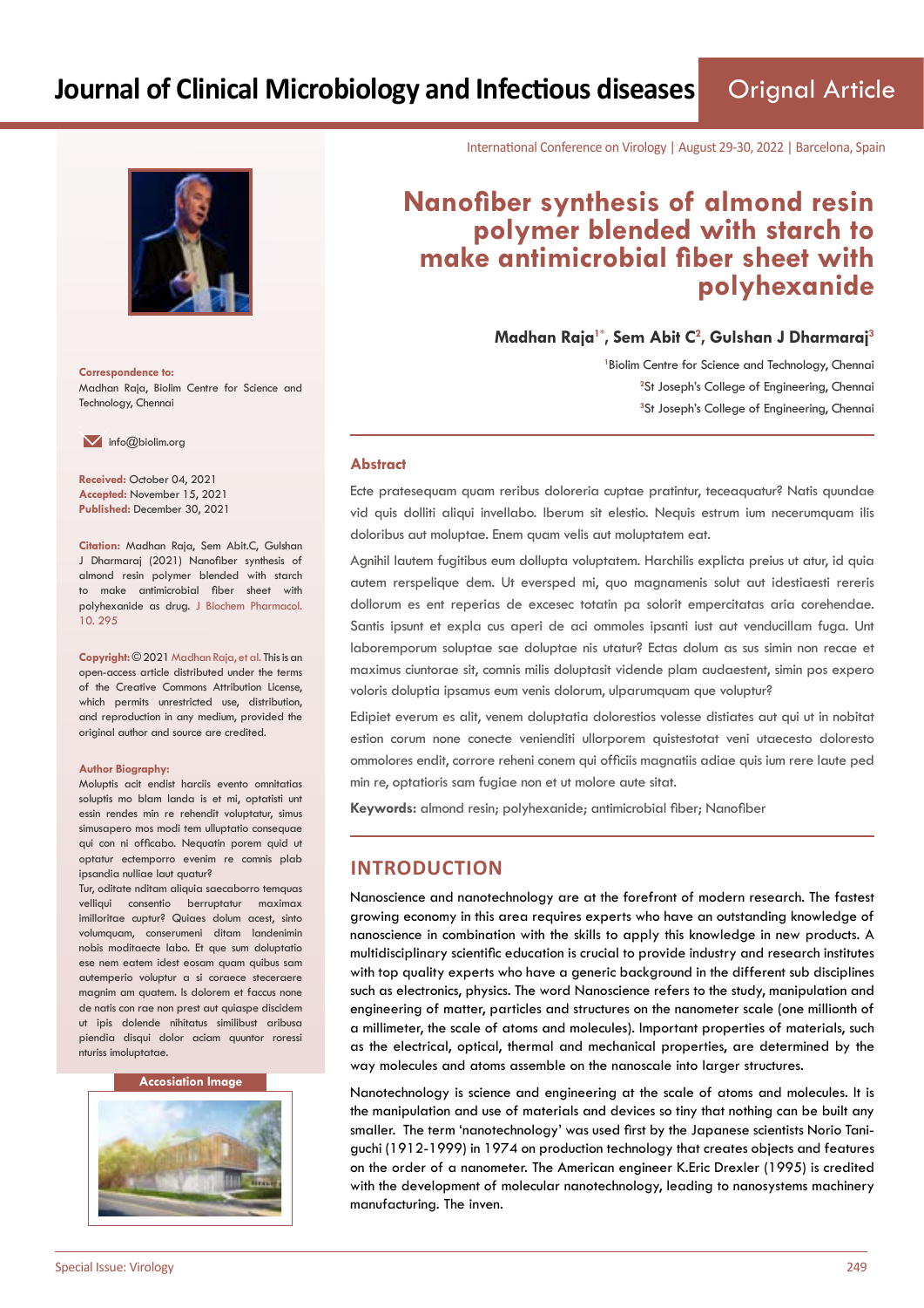Journal of Clinical Microbiology and Infectious diseases

Orignal Article

International Conference on Virology | August 29-30, 2022 | Barcelona, Spain

# Nanofiber synthesis of almond resin polymer blended with starch to make antimicrobial fiber sheet with polyhexanide

**Madhan Raja[1*], Sem Abit C[2], Gulshan J Dharmaraj[3]**

[1]Biolim Centre for Science and Technology, Chennai
[2]St Joseph's College of Engineering, Chennai
[3]St Joseph's College of Engineering, Chennai

**Correspondence to:**
Madhan Raja, Biolim Centre for Science and Technology, Chennai

info@biolim.org

**Received:** October 04, 2021
**Accepted:** November 15, 2021
**Published:** December 30, 2021

**Citation:** Madhan Raja, Sem Abit.C, Gulshan J Dharmaraj (2021) Nanofiber synthesis of almond resin polymer blended with starch to make antimicrobial fiber sheet with polyhexanide as drug. J Biochem Pharmacol. 10. 295

**Copyright:** © 2021 Madhan Raja, et al. This is an open-access article distributed under the terms of the Creative Commons Attribution License, which permits unrestricted use, distribution, and reproduction in any medium, provided the original author and source are credited.

**Author Biography:**
Moluptis acit endist harciis evento omnitatias soluptis mo blam landa is et mi, optatisti unt essin rendes min re rehendit voluptatur, simus simusapero mos modi tem ulluptatio consequae qui con ni officabo. Nequatin porem quid ut optatur ectemporro evenim re comnis plab ipsandia nulliae laut quatur?
Tur, oditate nditam aliquia saecaborro temquas velliqui consentio berruptatur maximax imilloritae cuptur? Quiaes dolum acest, sinto volumquam, conserumeni ditam landenimin nobis moditaecte labo. Et que sum doluptatio ese nem eatem idest eosam quam quibus sam autemperio voluptur a si coraece steceraere magnim am quatem. Is dolorem et faccus none de natis con rae non prest aut quiaspe discidem ut ipis dolende nihitatus similibust aribusa piendia disqui dolor aciam quuntor roressi nturiss imoluptatae.

**Accosiation Image**

## Abstract

Ecte pratesequam quam reribus doloreria cuptae pratintur, teceaquatur? Natis quundae vid quis dolliti aliqui invellabo. Iberum sit elestio. Nequis estrum ium necerumquam ilis doloribus aut moluptae. Enem quam velis aut moluptatem eat.

Agnihil lautem fugitibus eum dollupta voluptatem. Harchilis explicta preius ut atur, id quia autem rerspelique dem. Ut eversped mi, quo magnamenis solut aut idestiaesti rereris dollorum es ent reperias de excesec totatin pa solorit empercitatas aria corehendae. Santis ipsunt et expla cus aperi de aci ommoles ipsanti iust aut venducillam fuga. Unt laboremporum soluptae sae doluptae nis utatur? Ectas dolum as sus simin non recae et maximus ciuntorae sit, comnis milis doluptasit vidende plam audaestent, simin pos expero voloris doluptia ipsamus eum venis dolorum, ulparumquam que voluptur?

Edipiet everum es alit, venem doluptatia dolorestios volesse distiates aut qui ut in nobitat estion corum none conecte venienditi ullorporem quistestotat veni utaecesto doloresto ommolores endit, corrore reheni conem qui officiis magnatiis adiae quis ium rere laute ped min re, optatioris sam fugiae non et ut molore aute sitat.

**Keywords:** almond resin; polyhexanide; antimicrobial fiber; Nanofiber

## INTRODUCTION

Nanoscience and nanotechnology are at the forefront of modern research. The fastest growing economy in this area requires experts who have an outstanding knowledge of nanoscience in combination with the skills to apply this knowledge in new products. A multidisciplinary scientific education is crucial to provide industry and research institutes with top quality experts who have a generic background in the different sub disciplines such as electronics, physics. The word Nanoscience refers to the study, manipulation and engineering of matter, particles and structures on the nanometer scale (one millionth of a millimeter, the scale of atoms and molecules). Important properties of materials, such as the electrical, optical, thermal and mechanical properties, are determined by the way molecules and atoms assemble on the nanoscale into larger structures.

Nanotechnology is science and engineering at the scale of atoms and molecules. It is the manipulation and use of materials and devices so tiny that nothing can be built any smaller. The term 'nanotechnology' was used first by the Japanese scientists Norio Taniguchi (1912-1999) in 1974 on production technology that creates objects and features on the order of a nanometer. The American engineer K.Eric Drexler (1995) is credited with the development of molecular nanotechnology, leading to nanosystems machinery manufacturing. The inven.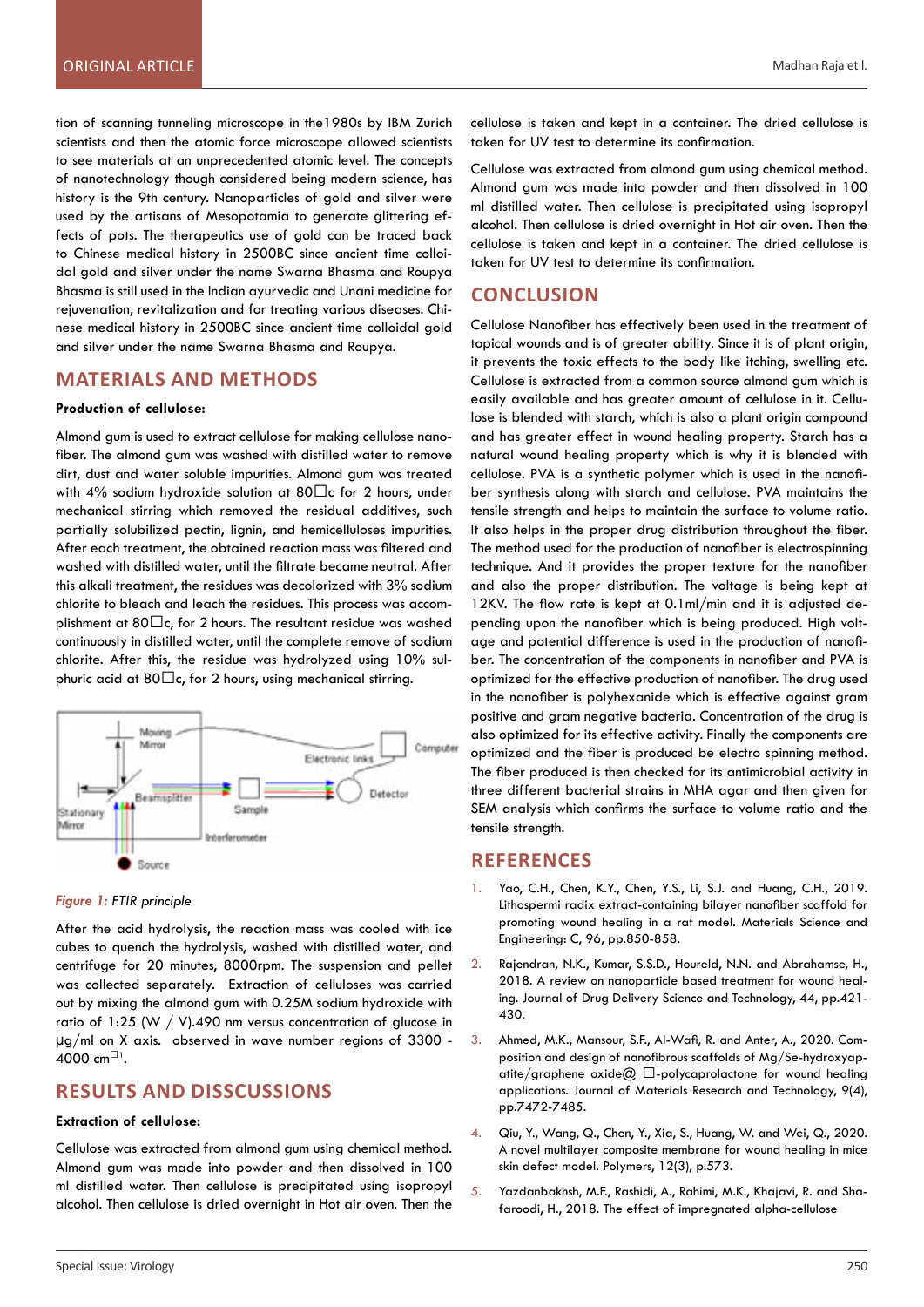tion of scanning tunneling microscope in the1980s by IBM Zurich scientists and then the atomic force microscope allowed scientists to see materials at an unprecedented atomic level. The concepts of nanotechnology though considered being modern science, has history is the 9th century. Nanoparticles of gold and silver were used by the artisans of Mesopotamia to generate glittering effects of pots. The therapeutics use of gold can be traced back to Chinese medical history in 2500BC since ancient time colloidal gold and silver under the name Swarna Bhasma and Roupya Bhasma is still used in the Indian ayurvedic and Unani medicine for rejuvenation, revitalization and for treating various diseases. Chinese medical history in 2500BC since ancient time colloidal gold and silver under the name Swarna Bhasma and Roupya.

## MATERIALS AND METHODS

**Production of cellulose:**

Almond gum is used to extract cellulose for making cellulose nanofiber. The almond gum was washed with distilled water to remove dirt, dust and water soluble impurities. Almond gum was treated with 4% sodium hydroxide solution at 80□c for 2 hours, under mechanical stirring which removed the residual additives, such partially solubilized pectin, lignin, and hemicelluloses impurities. After each treatment, the obtained reaction mass was filtered and washed with distilled water, until the filtrate became neutral. After this alkali treatment, the residues was decolorized with 3% sodium chlorite to bleach and leach the residues. This process was accomplishment at 80□c, for 2 hours. The resultant residue was washed continuously in distilled water, until the complete remove of sodium chlorite. After this, the residue was hydrolyzed using 10% sulphuric acid at 80□c, for 2 hours, using mechanical stirring.

Moving Mirror
Stationary Mirror
Beamsplitter
Source
Sample
Interferometer
Electronic links
Computer
Detector

*Figure 1: FTIR principle*

After the acid hydrolysis, the reaction mass was cooled with ice cubes to quench the hydrolysis, washed with distilled water, and centrifuge for 20 minutes, 8000rpm. The suspension and pellet was collected separately. Extraction of celluloses was carried out by mixing the almond gum with 0.25M sodium hydroxide with ratio of 1:25 (W / V).490 nm versus concentration of glucose in µg/ml on X axis. observed in wave number regions of 3300 - 4000 cm□1.

## RESULTS AND DISSCUSSIONS

**Extraction of cellulose:**

Cellulose was extracted from almond gum using chemical method. Almond gum was made into powder and then dissolved in 100 ml distilled water. Then cellulose is precipitated using isopropyl alcohol. Then cellulose is dried overnight in Hot air oven. Then the cellulose is taken and kept in a container. The dried cellulose is taken for UV test to determine its confirmation.

Cellulose was extracted from almond gum using chemical method. Almond gum was made into powder and then dissolved in 100 ml distilled water. Then cellulose is precipitated using isopropyl alcohol. Then cellulose is dried overnight in Hot air oven. Then the cellulose is taken and kept in a container. The dried cellulose is taken for UV test to determine its confirmation.

## CONCLUSION

Cellulose Nanofiber has effectively been used in the treatment of topical wounds and is of greater ability. Since it is of plant origin, it prevents the toxic effects to the body like itching, swelling etc. Cellulose is extracted from a common source almond gum which is easily available and has greater amount of cellulose in it. Cellulose is blended with starch, which is also a plant origin compound and has greater effect in wound healing property. Starch has a natural wound healing property which is why it is blended with cellulose. PVA is a synthetic polymer which is used in the nanofiber synthesis along with starch and cellulose. PVA maintains the tensile strength and helps to maintain the surface to volume ratio. It also helps in the proper drug distribution throughout the fiber. The method used for the production of nanofiber is electrospinning technique. And it provides the proper texture for the nanofiber and also the proper distribution. The voltage is being kept at 12KV. The flow rate is kept at 0.1ml/min and it is adjusted depending upon the nanofiber which is being produced. High voltage and potential difference is used in the production of nanofiber. The concentration of the components in nanofiber and PVA is optimized for the effective production of nanofiber. The drug used in the nanofiber is polyhexanide which is effective against gram positive and gram negative bacteria. Concentration of the drug is also optimized for its effective activity. Finally the components are optimized and the fiber is produced be electro spinning method. The fiber produced is then checked for its antimicrobial activity in three different bacterial strains in MHA agar and then given for SEM analysis which confirms the surface to volume ratio and the tensile strength.

## REFERENCES

1. Yao, C.H., Chen, K.Y., Chen, Y.S., Li, S.J. and Huang, C.H., 2019. Lithospermi radix extract-containing bilayer nanofiber scaffold for promoting wound healing in a rat model. Materials Science and Engineering: C, 96, pp.850-858.
2. Rajendran, N.K., Kumar, S.S.D., Houreld, N.N. and Abrahamse, H., 2018. A review on nanoparticle based treatment for wound healing. Journal of Drug Delivery Science and Technology, 44, pp.421-430.
3. Ahmed, M.K., Mansour, S.F., Al-Wafi, R. and Anter, A., 2020. Composition and design of nanofibrous scaffolds of Mg/Se-hydroxyapatite/graphene oxide@ □-polycaprolactone for wound healing applications. Journal of Materials Research and Technology, 9(4), pp.7472-7485.
4. Qiu, Y., Wang, Q., Chen, Y., Xia, S., Huang, W. and Wei, Q., 2020. A novel multilayer composite membrane for wound healing in mice skin defect model. Polymers, 12(3), p.573.
5. Yazdanbakhsh, M.F., Rashidi, A., Rahimi, M.K., Khajavi, R. and Shafaroodi, H., 2018. The effect of impregnated alpha-cellulose